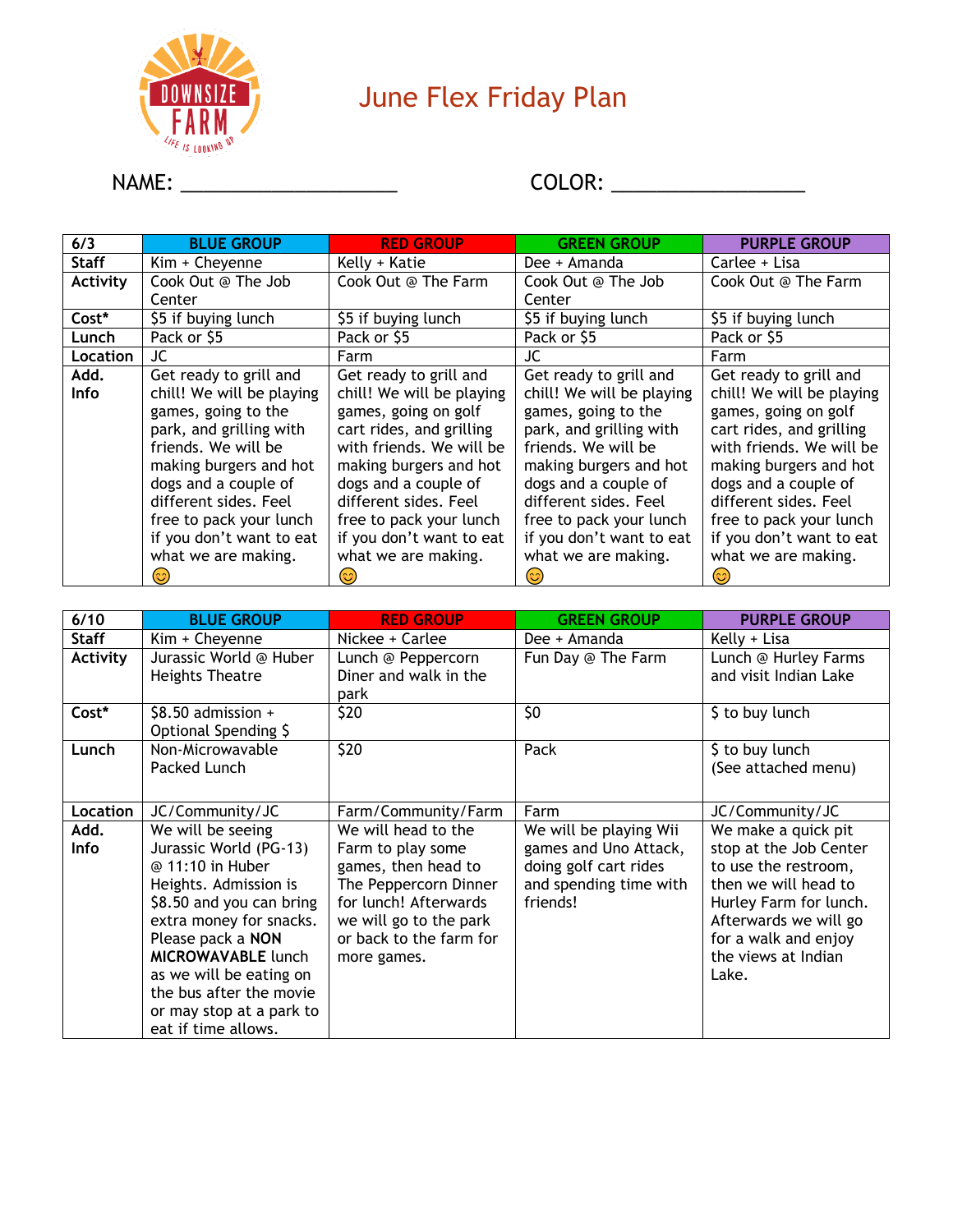# June Flex Friday Plan

NAME: ___________________ COLOR: _________________

| 6/3 | BLUE GROUP | RED GROUP | GREEN GROUP | PURPLE GROUP |
|---|---|---|---|---|
| **Staff** | Kim + Cheyenne | Kelly + Katie | Dee + Amanda | Carlee + Lisa |
| **Activity** | Cook Out @ The Job Center | Cook Out @ The Farm | Cook Out @ The Job Center | Cook Out @ The Farm |
| **Cost*** | $5 if buying lunch | $5 if buying lunch | $5 if buying lunch | $5 if buying lunch |
| **Lunch** | Pack or $5 | Pack or $5 | Pack or $5 | Pack or $5 |
| **Location** | JC | Farm | JC | Farm |
| **Add. Info** | Get ready to grill and chill! We will be playing games, going to the park, and grilling with friends. We will be making burgers and hot dogs and a couple of different sides. Feel free to pack your lunch if you don't want to eat what we are making. 😊 | Get ready to grill and chill! We will be playing games, going on golf cart rides, and grilling with friends. We will be making burgers and hot dogs and a couple of different sides. Feel free to pack your lunch if you don't want to eat what we are making. 😊 | Get ready to grill and chill! We will be playing games, going to the park, and grilling with friends. We will be making burgers and hot dogs and a couple of different sides. Feel free to pack your lunch if you don't want to eat what we are making. 😊 | Get ready to grill and chill! We will be playing games, going on golf cart rides, and grilling with friends. We will be making burgers and hot dogs and a couple of different sides. Feel free to pack your lunch if you don't want to eat what we are making. 😊 |

| 6/10 | BLUE GROUP | RED GROUP | GREEN GROUP | PURPLE GROUP |
|---|---|---|---|---|
| **Staff** | Kim + Cheyenne | Nickee + Carlee | Dee + Amanda | Kelly + Lisa |
| **Activity** | Jurassic World @ Huber Heights Theatre | Lunch @ Peppercorn Diner and walk in the park | Fun Day @ The Farm | Lunch @ Hurley Farms and visit Indian Lake |
| **Cost*** | $8.50 admission + Optional Spending $ | $20 | $0 | $ to buy lunch |
| **Lunch** | Non-Microwavable Packed Lunch | $20 | Pack | $ to buy lunch (See attached menu) |
| **Location** | JC/Community/JC | Farm/Community/Farm | Farm | JC/Community/JC |
| **Add. Info** | We will be seeing Jurassic World (PG-13) @ 11:10 in Huber Heights. Admission is $8.50 and you can bring extra money for snacks. Please pack a **NON MICROWAVABLE** lunch as we will be eating on the bus after the movie or may stop at a park to eat if time allows. | We will head to the Farm to play some games, then head to The Peppercorn Dinner for lunch! Afterwards we will go to the park or back to the farm for more games. | We will be playing Wii games and Uno Attack, doing golf cart rides and spending time with friends! | We make a quick pit stop at the Job Center to use the restroom, then we will head to Hurley Farm for lunch. Afterwards we will go for a walk and enjoy the views at Indian Lake. |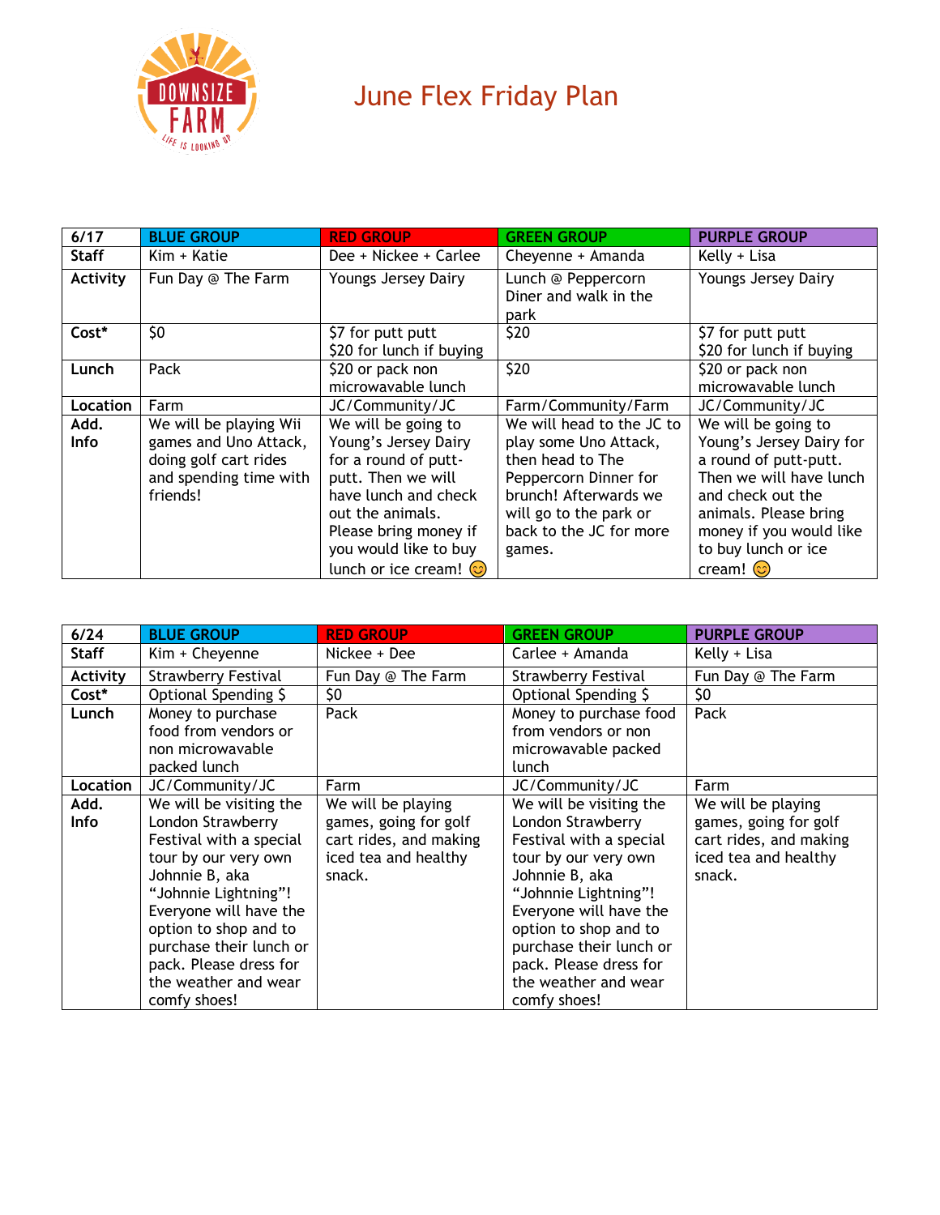# June Flex Friday Plan

| 6/17 | BLUE GROUP | RED GROUP | GREEN GROUP | PURPLE GROUP |
|---|---|---|---|---|
| **Staff** | Kim + Katie | Dee + Nickee + Carlee | Cheyenne + Amanda | Kelly + Lisa |
| **Activity** | Fun Day @ The Farm | Youngs Jersey Dairy | Lunch @ Peppercorn Diner and walk in the park | Youngs Jersey Dairy |
| **Cost*** | $0 | $7 for putt putt<br>$20 for lunch if buying | $20 | $7 for putt putt<br>$20 for lunch if buying |
| **Lunch** | Pack | $20 or pack non microwavable lunch | $20 | $20 or pack non microwavable lunch |
| **Location** | Farm | JC/Community/JC | Farm/Community/Farm | JC/Community/JC |
| **Add. Info** | We will be playing Wii games and Uno Attack, doing golf cart rides and spending time with friends! | We will be going to Young's Jersey Dairy for a round of putt-putt. Then we will have lunch and check out the animals. Please bring money if you would like to buy lunch or ice cream! 😊 | We will head to the JC to play some Uno Attack, then head to The Peppercorn Dinner for brunch! Afterwards we will go to the park or back to the JC for more games. | We will be going to Young's Jersey Dairy for a round of putt-putt. Then we will have lunch and check out the animals. Please bring money if you would like to buy lunch or ice cream! 😊 |

| 6/24 | BLUE GROUP | RED GROUP | GREEN GROUP | PURPLE GROUP |
|---|---|---|---|---|
| **Staff** | Kim + Cheyenne | Nickee + Dee | Carlee + Amanda | Kelly + Lisa |
| **Activity** | Strawberry Festival | Fun Day @ The Farm | Strawberry Festival | Fun Day @ The Farm |
| **Cost*** | Optional Spending $ | $0 | Optional Spending $ | $0 |
| **Lunch** | Money to purchase food from vendors or non microwavable packed lunch | Pack | Money to purchase food from vendors or non microwavable packed lunch | Pack |
| **Location** | JC/Community/JC | Farm | JC/Community/JC | Farm |
| **Add. Info** | We will be visiting the London Strawberry Festival with a special tour by our very own Johnnie B, aka "Johnnie Lightning"! Everyone will have the option to shop and to purchase their lunch or pack. Please dress for the weather and wear comfy shoes! | We will be playing games, going for golf cart rides, and making iced tea and healthy snack. | We will be visiting the London Strawberry Festival with a special tour by our very own Johnnie B, aka "Johnnie Lightning"! Everyone will have the option to shop and to purchase their lunch or pack. Please dress for the weather and wear comfy shoes! | We will be playing games, going for golf cart rides, and making iced tea and healthy snack. |